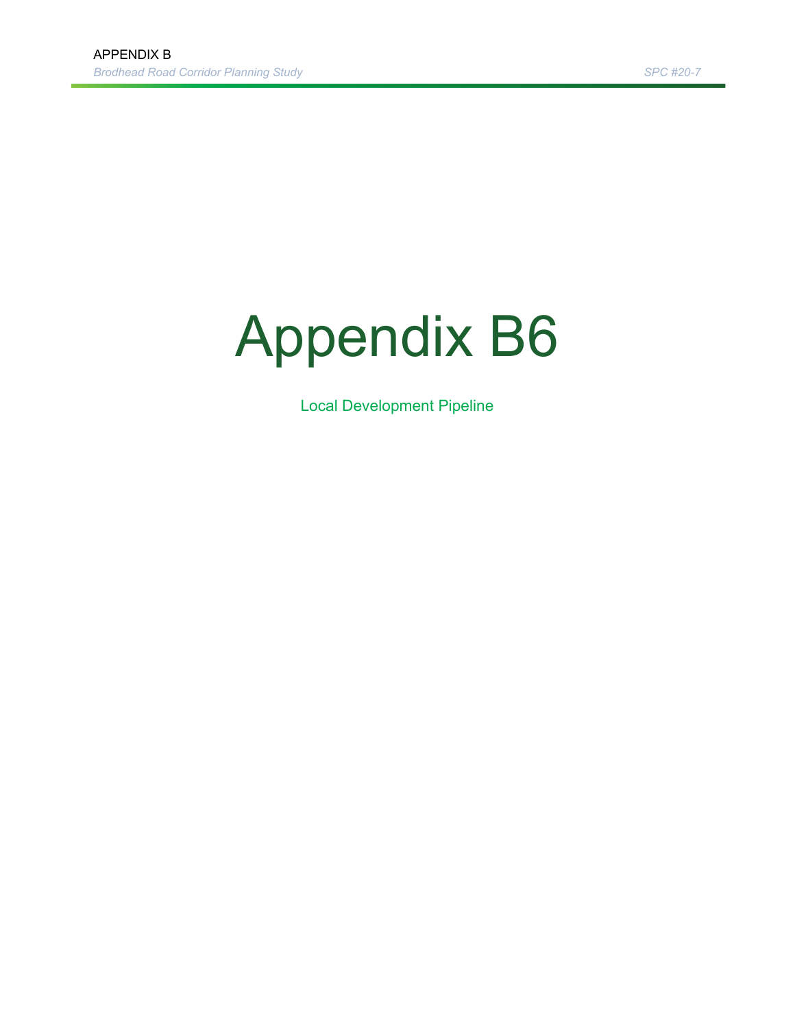# Appendix B6

Local Development Pipeline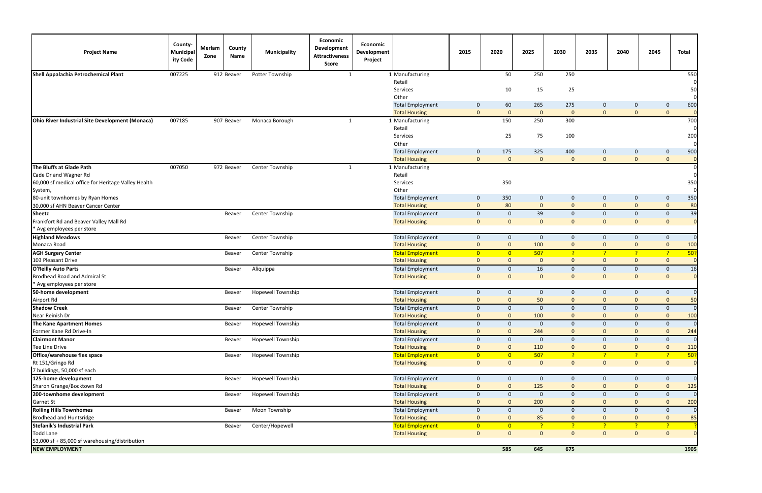| Project Name | County-Municipality Code | Merlam Zone | County Name | Municipality | Economic Development Attractiveness Score | Economic Development Project | | 2015 | 2020 | 2025 | 2030 | 2035 | 2040 | 2045 | Total |
|---|---|---|---|---|---|---|---|---|---|---|---|---|---|---|---|
| **Shell Appalachia Petrochemical Plant** | 007225 | 912 | Beaver | Potter Township | 1 | 1 | Manufacturing | | 50 | 250 | 250 | | | | 550 |
| | | | | | | | Retail | | | | | | | | 0 |
| | | | | | | | Services | | 10 | 15 | 25 | | | | 50 |
| | | | | | | | Other | | | | | | | | 0 |
| | | | | | | | Total Employment | 0 | 60 | 265 | 275 | 0 | 0 | 0 | 600 |
| | | | | | | | Total Housing | 0 | 0 | 0 | 0 | 0 | 0 | 0 | 0 |
| **Ohio River Industrial Site Development (Monaca)** | 007185 | 907 | Beaver | Monaca Borough | 1 | 1 | Manufacturing | | 150 | 250 | 300 | | | | 700 |
| | | | | | | | Retail | | | | | | | | 0 |
| | | | | | | | Services | | 25 | 75 | 100 | | | | 200 |
| | | | | | | | Other | | | | | | | | 0 |
| | | | | | | | Total Employment | 0 | 175 | 325 | 400 | 0 | 0 | 0 | 900 |
| | | | | | | | Total Housing | 0 | 0 | 0 | 0 | 0 | 0 | 0 | 0 |
| **The Bluffs at Glade Path** | 007050 | 972 | Beaver | Center Township | 1 | 1 | Manufacturing | | | | | | | | 0 |
| Cade Dr and Wagner Rd | | | | | | | Retail | | | | | | | | 0 |
| 60,000 sf medical office for Heritage Valley Health System, | | | | | | | Services | | 350 | | | | | | 350 |
| | | | | | | | Other | | | | | | | | 0 |
| 80-unit townhomes by Ryan Homes | | | | | | | Total Employment | 0 | 350 | 0 | 0 | 0 | 0 | 0 | 350 |
| 30,000 sf AHN Beaver Cancer Center | | | | | | | Total Housing | 0 | 80 | 0 | 0 | 0 | 0 | 0 | 80 |
| **Sheetz** | | | Beaver | Center Township | | | Total Employment | 0 | 0 | 39 | 0 | 0 | 0 | 0 | 39 |
| Frankfort Rd and Beaver Valley Mall Rd | | | | | | | Total Housing | 0 | 0 | 0 | 0 | 0 | 0 | 0 | 0 |
| * Avg employees per store | | | | | | | | | | | | | | | |
| **Highland Meadows** | | | Beaver | Center Township | | | Total Employment | 0 | 0 | 0 | 0 | 0 | 0 | 0 | 0 |
| Monaca Road | | | | | | | Total Housing | 0 | 0 | 100 | 0 | 0 | 0 | 0 | 100 |
| **AGH Surgery Center** | | | Beaver | Center Township | | | Total Employment | 0 | 0 | 50? | ? | ? | ? | ? | 50? |
| 103 Pleasant Drive | | | | | | | Total Housing | 0 | 0 | 0 | 0 | 0 | 0 | 0 | 0 |
| **O'Reilly Auto Parts** | | | Beaver | Aliquippa | | | Total Employment | 0 | 0 | 16 | 0 | 0 | 0 | 0 | 16 |
| Brodhead Road and Admiral St | | | | | | | Total Housing | 0 | 0 | 0 | 0 | 0 | 0 | 0 | 0 |
| * Avg employees per store | | | | | | | | | | | | | | | |
| **50-home development** | | | Beaver | Hopewell Township | | | Total Employment | 0 | 0 | 0 | 0 | 0 | 0 | 0 | 0 |
| Airport Rd | | | | | | | Total Housing | 0 | 0 | 50 | 0 | 0 | 0 | 0 | 50 |
| **Shadow Creek** | | | Beaver | Center Township | | | Total Employment | 0 | 0 | 0 | 0 | 0 | 0 | 0 | 0 |
| Near Reinish Dr | | | | | | | Total Housing | 0 | 0 | 100 | 0 | 0 | 0 | 0 | 100 |
| **The Kane Apartment Homes** | | | Beaver | Hopewell Township | | | Total Employment | 0 | 0 | 0 | 0 | 0 | 0 | 0 | 0 |
| Former Kane Rd Drive-In | | | | | | | Total Housing | 0 | 0 | 244 | 0 | 0 | 0 | 0 | 244 |
| **Clairmont Manor** | | | Beaver | Hopewell Township | | | Total Employment | 0 | 0 | 0 | 0 | 0 | 0 | 0 | 0 |
| Tee Line Drive | | | | | | | Total Housing | 0 | 0 | 110 | 0 | 0 | 0 | 0 | 110 |
| **Office/warehouse flex space** | | | Beaver | Hopewell Township | | | Total Employment | 0 | 0 | 50? | ? | ? | ? | ? | 50? |
| Rt 151/Gringo Rd | | | | | | | Total Housing | 0 | 0 | 0 | 0 | 0 | 0 | 0 | 0 |
| 7 buildings, 50,000 sf each | | | | | | | | | | | | | | | |
| **125-home development** | | | Beaver | Hopewell Township | | | Total Employment | 0 | 0 | 0 | 0 | 0 | 0 | 0 | 0 |
| Sharon Grange/Bocktown Rd | | | | | | | Total Housing | 0 | 0 | 125 | 0 | 0 | 0 | 0 | 125 |
| **200-townhome development** | | | Beaver | Hopewell Township | | | Total Employment | 0 | 0 | 0 | 0 | 0 | 0 | 0 | 0 |
| Garnet St | | | | | | | Total Housing | 0 | 0 | 200 | 0 | 0 | 0 | 0 | 200 |
| **Rolling Hills Townhomes** | | | Beaver | Moon Township | | | Total Employment | 0 | 0 | 0 | 0 | 0 | 0 | 0 | 0 |
| Brodhead and Huntsridge | | | | | | | Total Housing | 0 | 0 | 85 | 0 | 0 | 0 | 0 | 85 |
| **Stefanik's Industrial Park** | | | Beaver | Center/Hopewell | | | Total Employment | 0 | 0 | ? | ? | ? | ? | ? | ? |
| Todd Lane | | | | | | | Total Housing | 0 | 0 | 0 | 0 | 0 | 0 | 0 | 0 |
| 53,000 sf + 85,000 sf warehousing/distribution | | | | | | | | | | | | | | | |
| **NEW EMPLOYMENT** | | | | | | | | | **585** | **645** | **675** | | | | **1905** |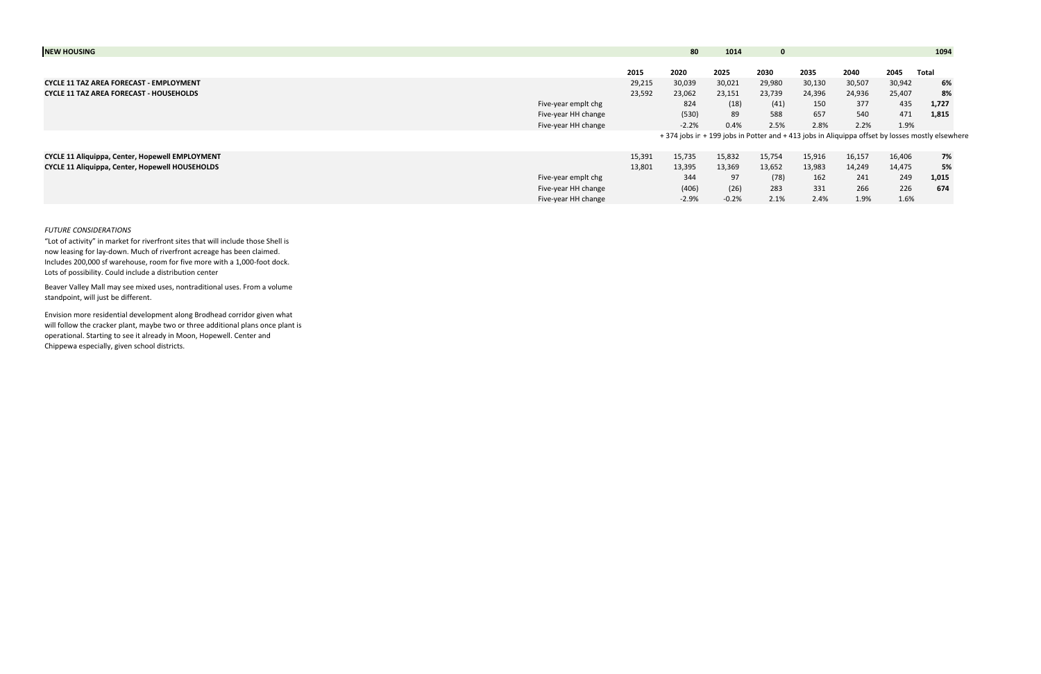| | | 2015 | 2020 | 2025 | 2030 | 2035 | 2040 | 2045 | Total |
|---|---|---|---|---|---|---|---|---|---|
| **NEW HOUSING** | | | **80** | **1014** | **0** | | | | **1094** |
| **CYCLE 11 TAZ AREA FORECAST - EMPLOYMENT** | | 29,215 | 30,039 | 30,021 | 29,980 | 30,130 | 30,507 | 30,942 | **6%** |
| **CYCLE 11 TAZ AREA FORECAST - HOUSEHOLDS** | | 23,592 | 23,062 | 23,151 | 23,739 | 24,396 | 24,936 | 25,407 | **8%** |
| | Five-year emplt chg | | 824 | (18) | (41) | 150 | 377 | 435 | **1,727** |
| | Five-year HH change | | (530) | 89 | 588 | 657 | 540 | 471 | **1,815** |
| | Five-year HH change | | -2.2% | 0.4% | 2.5% | 2.8% | 2.2% | 1.9% | |
| | | | + 374 jobs ir + 199 jobs in Potter and + 413 jobs in Aliquippa offset by losses mostly elsewhere | | | | | | |
| **CYCLE 11 Aliquippa, Center, Hopewell EMPLOYMENT** | | 15,391 | 15,735 | 15,832 | 15,754 | 15,916 | 16,157 | 16,406 | **7%** |
| **CYCLE 11 Aliquippa, Center, Hopewell HOUSEHOLDS** | | 13,801 | 13,395 | 13,369 | 13,652 | 13,983 | 14,249 | 14,475 | **5%** |
| | Five-year emplt chg | | 344 | 97 | (78) | 162 | 241 | 249 | **1,015** |
| | Five-year HH change | | (406) | (26) | 283 | 331 | 266 | 226 | **674** |
| | Five-year HH change | | -2.9% | -0.2% | 2.1% | 2.4% | 1.9% | 1.6% | |

*FUTURE CONSIDERATIONS*

"Lot of activity" in market for riverfront sites that will include those Shell is now leasing for lay-down. Much of riverfront acreage has been claimed. Includes 200,000 sf warehouse, room for five more with a 1,000-foot dock. Lots of possibility. Could include a distribution center

Beaver Valley Mall may see mixed uses, nontraditional uses. From a volume standpoint, will just be different.

Envision more residential development along Brodhead corridor given what will follow the cracker plant, maybe two or three additional plans once plant is operational. Starting to see it already in Moon, Hopewell. Center and Chippewa especially, given school districts.